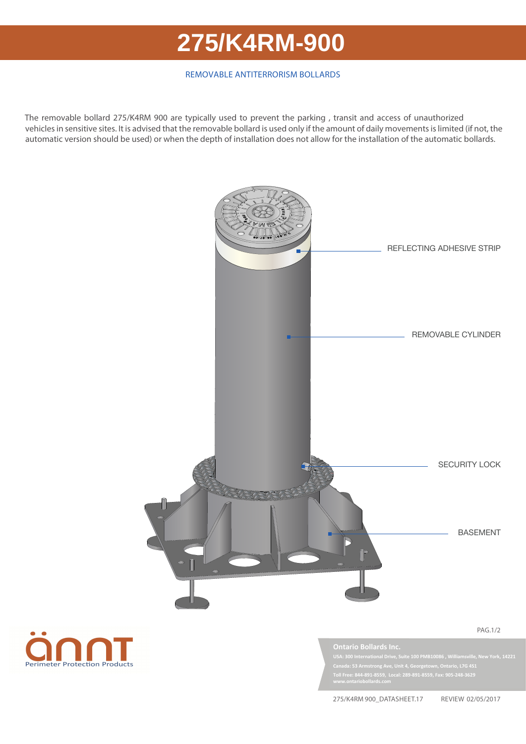# 275/K4RM-900

REMOVABLE ANTITERRORISM BOLLARDS

The removable bollard 275/K4RM 900 are typically used to prevent the parking , transit and access of unauthorized vehicles in sensitive sites. It is advised that the removable bollard is used only if the amount of daily movements is limited (if not, the automatic version should be used) or when the depth of installation does not allow for the installation of the automatic bollards.

REFLECTING ADHESIVE STRIP

REMOVABLE CYLINDER

SECURITY LOCK

BASEMENT

Perimeter Protection Products

**Ontario Bollards Inc.**

USA: 300 International Drive, Suite 100 PMB10086 , Williamsville, New York, 14221

Canada: 53 Armstrong Ave, Unit 4, Georgetown, Ontario, L7G 4S1

Toll Free: 844-891-8559, Local: 289-891-8559, Fax: 905-248-3629

www.ontariobollards.com

275/K4RM 900_DATASHEET.17 REVIEW 02/05/2017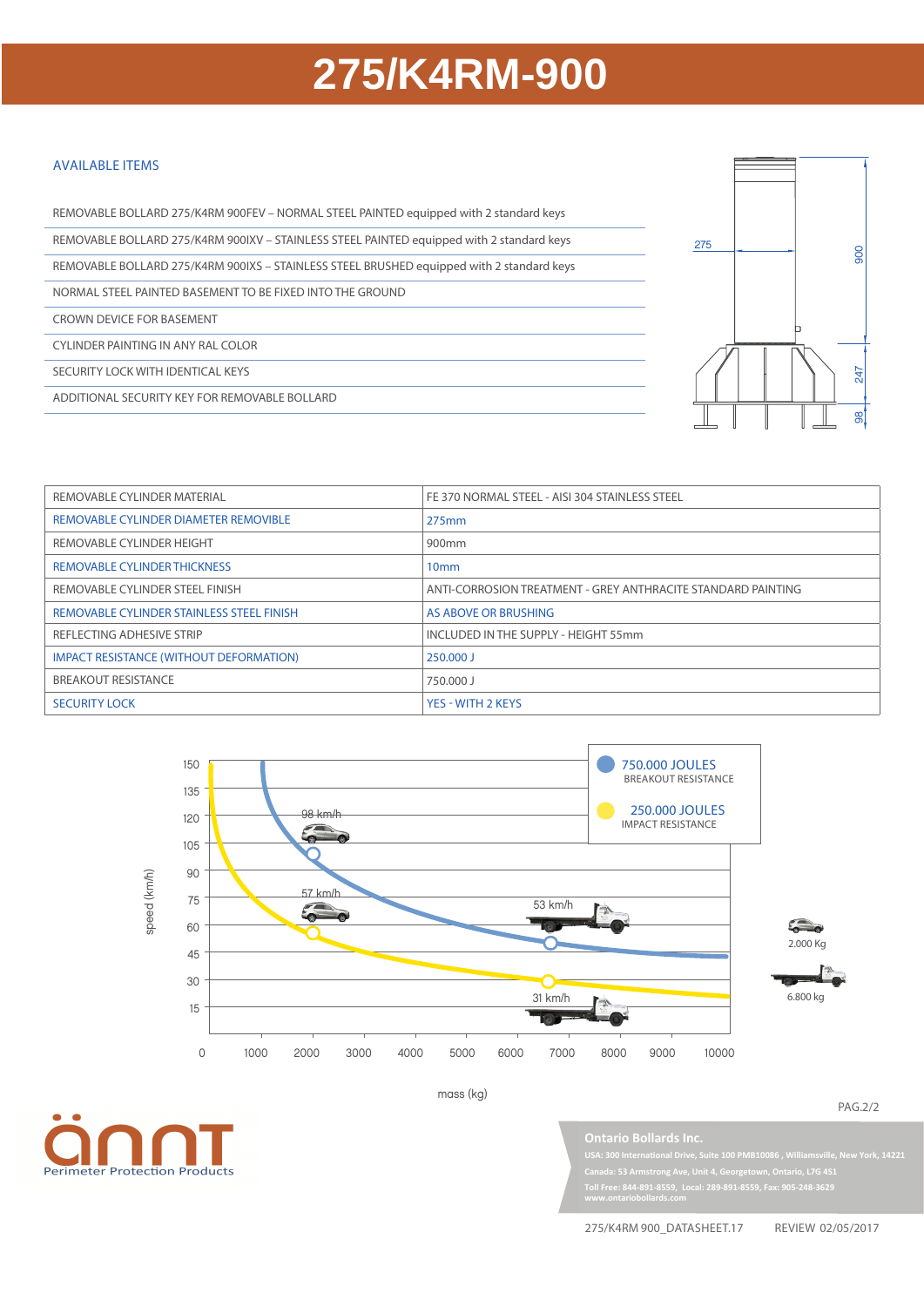# 275/K4RM-900

## AVAILABLE ITEMS

- REMOVABLE BOLLARD 275/K4RM 900FEV – NORMAL STEEL PAINTED equipped with 2 standard keys
- REMOVABLE BOLLARD 275/K4RM 900IXV – STAINLESS STEEL PAINTED equipped with 2 standard keys
- REMOVABLE BOLLARD 275/K4RM 900IXS – STAINLESS STEEL BRUSHED equipped with 2 standard keys
- NORMAL STEEL PAINTED BASEMENT TO BE FIXED INTO THE GROUND
- CROWN DEVICE FOR BASEMENT
- CYLINDER PAINTING IN ANY RAL COLOR
- SECURITY LOCK WITH IDENTICAL KEYS
- ADDITIONAL SECURITY KEY FOR REMOVABLE BOLLARD

275

900

247

98

| | |
|---|---|
| REMOVABLE CYLINDER MATERIAL | FE 370 NORMAL STEEL - AISI 304 STAINLESS STEEL |
| REMOVABLE CYLINDER DIAMETER REMOVIBLE | 275mm |
| REMOVABLE CYLINDER HEIGHT | 900mm |
| REMOVABLE CYLINDER THICKNESS | 10mm |
| REMOVABLE CYLINDER STEEL FINISH | ANTI-CORROSION TREATMENT - GREY ANTHRACITE STANDARD PAINTING |
| REMOVABLE CYLINDER STAINLESS STEEL FINISH | AS ABOVE OR BRUSHING |
| REFLECTING ADHESIVE STRIP | INCLUDED IN THE SUPPLY - HEIGHT 55mm |
| IMPACT RESISTANCE (WITHOUT DEFORMATION) | 250.000 J |
| BREAKOUT RESISTANCE | 750.000 J |
| SECURITY LOCK | YES - WITH 2 KEYS |

750.000 JOULES
BREAKOUT RESISTANCE

250.000 JOULES
IMPACT RESISTANCE

98 km/h

57 km/h

53 km/h

31 km/h

2.000 Kg

6.800 kg

speed (km/h)

150, 135, 120, 105, 90, 75, 60, 45, 30, 15

0, 1000, 2000, 3000, 4000, 5000, 6000, 7000, 8000, 9000, 10000

mass (kg)

ännt
Perimeter Protection Products

**Ontario Bollards Inc.**

USA: 300 International Drive, Suite 100 PMB10086 , Williamsville, New York, 14221

Canada: 53 Armstrong Ave, Unit 4, Georgetown, Ontario, L7G 4S1

Toll Free: 844-891-8559, Local: 289-891-8559, Fax: 905-248-3629

www.ontariobollards.com

275/K4RM 900_DATASHEET.17 REVIEW 02/05/2017